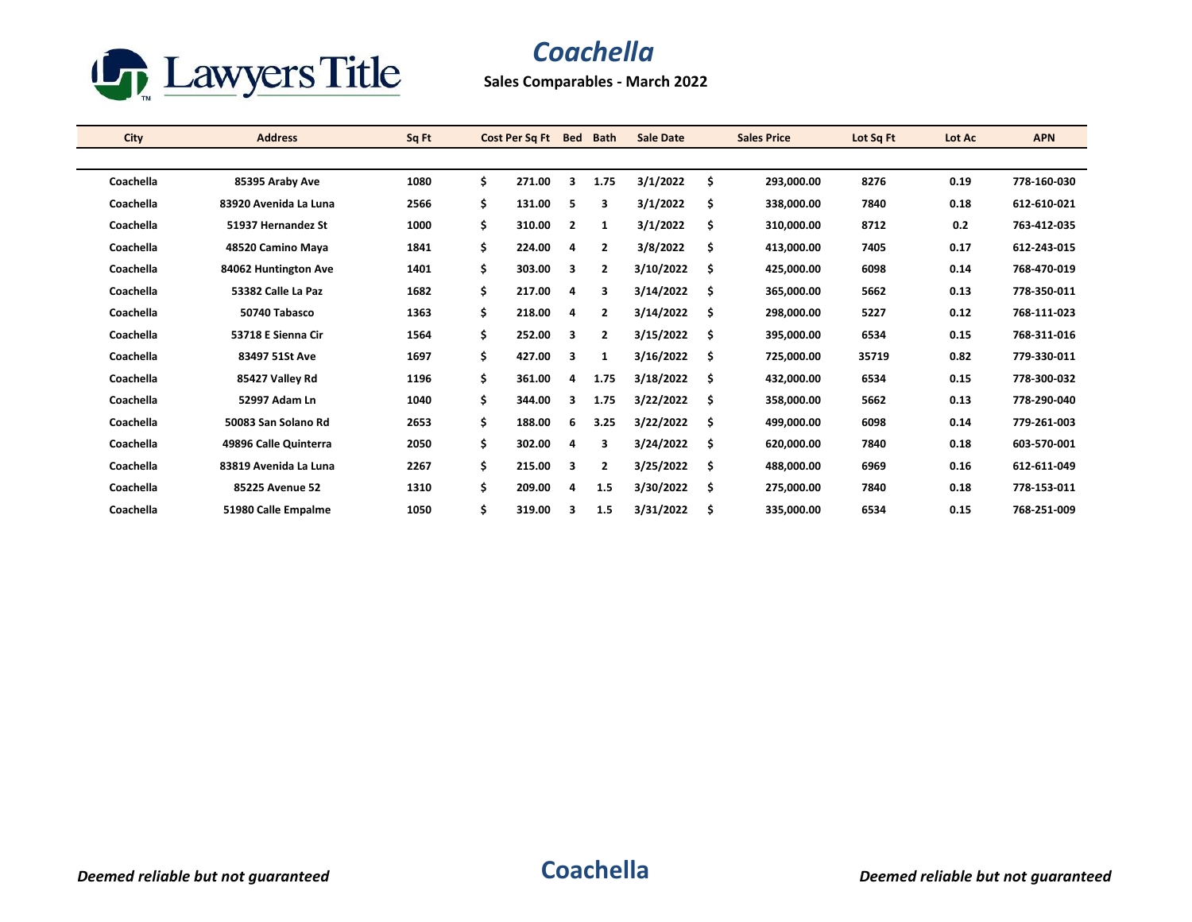# Coachella

**Sales Comparables - March 2022**

| City | Address | Sq Ft | Cost Per Sq Ft | Bed | Bath | Sale Date | Sales Price | Lot Sq Ft | Lot Ac | APN |
|---|---|---|---|---|---|---|---|---|---|---|
| Coachella | 85395 Araby Ave | 1080 | $ 271.00 | 3 | 1.75 | 3/1/2022 | $ 293,000.00 | 8276 | 0.19 | 778-160-030 |
| Coachella | 83920 Avenida La Luna | 2566 | $ 131.00 | 5 | 3 | 3/1/2022 | $ 338,000.00 | 7840 | 0.18 | 612-610-021 |
| Coachella | 51937 Hernandez St | 1000 | $ 310.00 | 2 | 1 | 3/1/2022 | $ 310,000.00 | 8712 | 0.2 | 763-412-035 |
| Coachella | 48520 Camino Maya | 1841 | $ 224.00 | 4 | 2 | 3/8/2022 | $ 413,000.00 | 7405 | 0.17 | 612-243-015 |
| Coachella | 84062 Huntington Ave | 1401 | $ 303.00 | 3 | 2 | 3/10/2022 | $ 425,000.00 | 6098 | 0.14 | 768-470-019 |
| Coachella | 53382 Calle La Paz | 1682 | $ 217.00 | 4 | 3 | 3/14/2022 | $ 365,000.00 | 5662 | 0.13 | 778-350-011 |
| Coachella | 50740 Tabasco | 1363 | $ 218.00 | 4 | 2 | 3/14/2022 | $ 298,000.00 | 5227 | 0.12 | 768-111-023 |
| Coachella | 53718 E Sienna Cir | 1564 | $ 252.00 | 3 | 2 | 3/15/2022 | $ 395,000.00 | 6534 | 0.15 | 768-311-016 |
| Coachella | 83497 51St Ave | 1697 | $ 427.00 | 3 | 1 | 3/16/2022 | $ 725,000.00 | 35719 | 0.82 | 779-330-011 |
| Coachella | 85427 Valley Rd | 1196 | $ 361.00 | 4 | 1.75 | 3/18/2022 | $ 432,000.00 | 6534 | 0.15 | 778-300-032 |
| Coachella | 52997 Adam Ln | 1040 | $ 344.00 | 3 | 1.75 | 3/22/2022 | $ 358,000.00 | 5662 | 0.13 | 778-290-040 |
| Coachella | 50083 San Solano Rd | 2653 | $ 188.00 | 6 | 3.25 | 3/22/2022 | $ 499,000.00 | 6098 | 0.14 | 779-261-003 |
| Coachella | 49896 Calle Quinterra | 2050 | $ 302.00 | 4 | 3 | 3/24/2022 | $ 620,000.00 | 7840 | 0.18 | 603-570-001 |
| Coachella | 83819 Avenida La Luna | 2267 | $ 215.00 | 3 | 2 | 3/25/2022 | $ 488,000.00 | 6969 | 0.16 | 612-611-049 |
| Coachella | 85225 Avenue 52 | 1310 | $ 209.00 | 4 | 1.5 | 3/30/2022 | $ 275,000.00 | 7840 | 0.18 | 778-153-011 |
| Coachella | 51980 Calle Empalme | 1050 | $ 319.00 | 3 | 1.5 | 3/31/2022 | $ 335,000.00 | 6534 | 0.15 | 768-251-009 |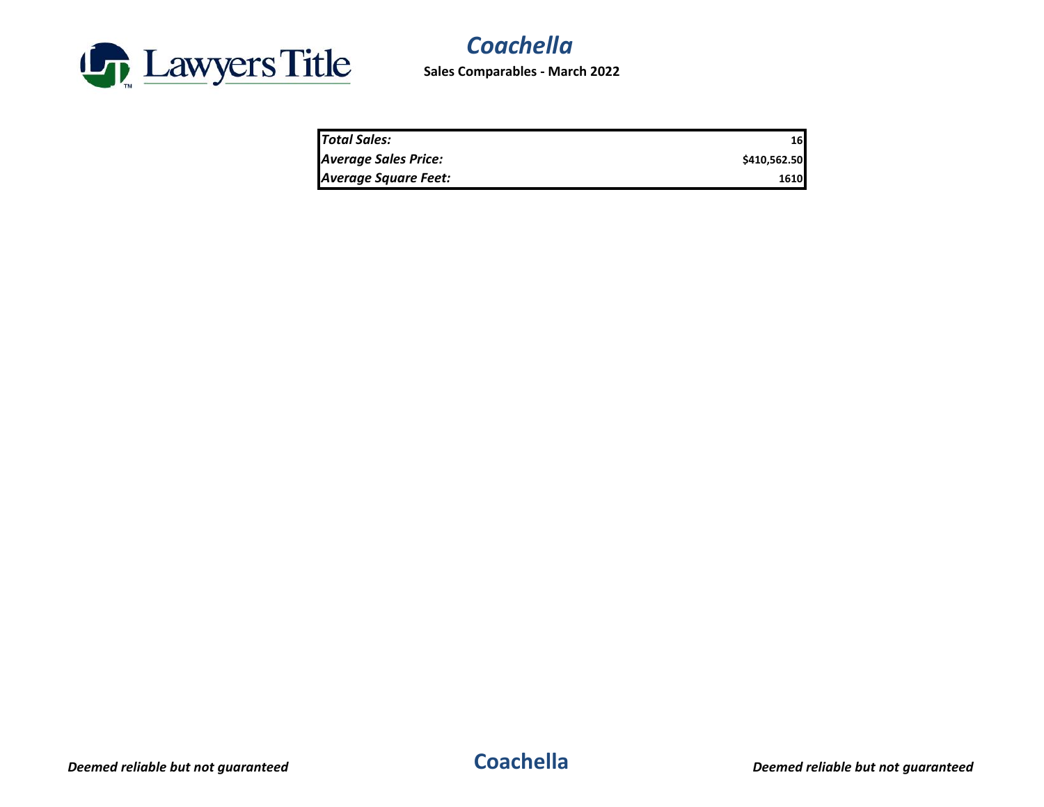# Coachella

**Sales Comparables - March 2022**

| | |
|---|---|
| ***Total Sales:*** | **16** |
| ***Average Sales Price:*** | **$410,562.50** |
| ***Average Square Feet:*** | **1610** |